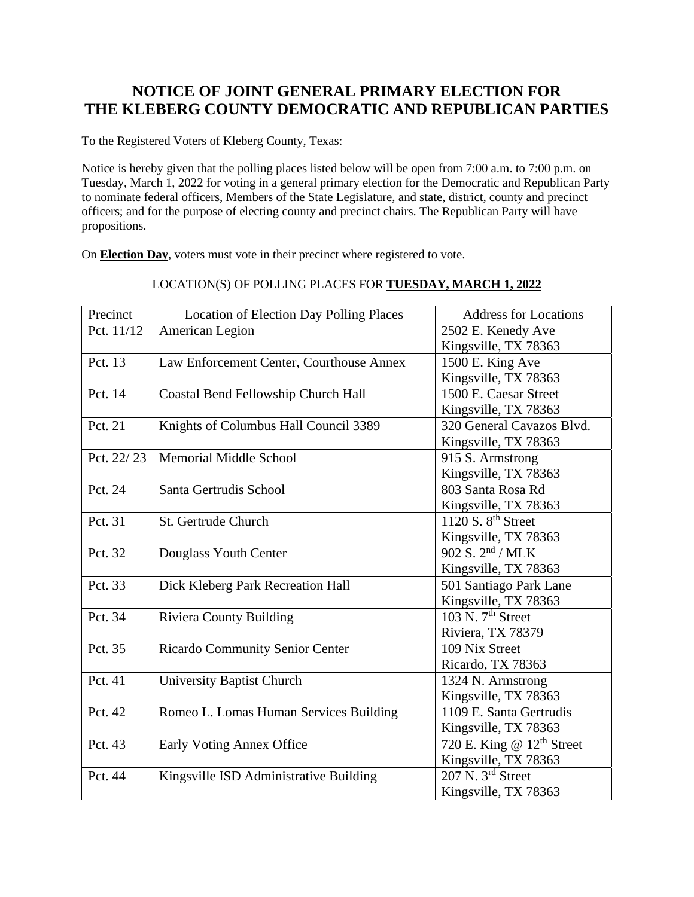# NOTICE OF JOINT GENERAL PRIMARY ELECTION FOR THE KLEBERG COUNTY DEMOCRATIC AND REPUBLICAN PARTIES

To the Registered Voters of Kleberg County, Texas:

Notice is hereby given that the polling places listed below will be open from 7:00 a.m. to 7:00 p.m. on Tuesday, March 1, 2022 for voting in a general primary election for the Democratic and Republican Party to nominate federal officers, Members of the State Legislature, and state, district, county and precinct officers; and for the purpose of electing county and precinct chairs. The Republican Party will have propositions.

On **Election Day**, voters must vote in their precinct where registered to vote.

LOCATION(S) OF POLLING PLACES FOR **TUESDAY, MARCH 1, 2022**

| Precinct | Location of Election Day Polling Places | Address for Locations |
| --- | --- | --- |
| Pct. 11/12 | American Legion | 2502 E. Kenedy Ave Kingsville, TX 78363 |
| Pct. 13 | Law Enforcement Center, Courthouse Annex | 1500 E. King Ave Kingsville, TX 78363 |
| Pct. 14 | Coastal Bend Fellowship Church Hall | 1500 E. Caesar Street Kingsville, TX 78363 |
| Pct. 21 | Knights of Columbus Hall Council 3389 | 320 General Cavazos Blvd. Kingsville, TX 78363 |
| Pct. 22/ 23 | Memorial Middle School | 915 S. Armstrong Kingsville, TX 78363 |
| Pct. 24 | Santa Gertrudis School | 803 Santa Rosa Rd Kingsville, TX 78363 |
| Pct. 31 | St. Gertrude Church | 1120 S. 8th Street Kingsville, TX 78363 |
| Pct. 32 | Douglass Youth Center | 902 S. 2nd / MLK Kingsville, TX 78363 |
| Pct. 33 | Dick Kleberg Park Recreation Hall | 501 Santiago Park Lane Kingsville, TX 78363 |
| Pct. 34 | Riviera County Building | 103 N. 7th Street Riviera, TX 78379 |
| Pct. 35 | Ricardo Community Senior Center | 109 Nix Street Ricardo, TX 78363 |
| Pct. 41 | University Baptist Church | 1324 N. Armstrong Kingsville, TX 78363 |
| Pct. 42 | Romeo L. Lomas Human Services Building | 1109 E. Santa Gertrudis Kingsville, TX 78363 |
| Pct. 43 | Early Voting Annex Office | 720 E. King @ 12th Street Kingsville, TX 78363 |
| Pct. 44 | Kingsville ISD Administrative Building | 207 N. 3rd Street Kingsville, TX 78363 |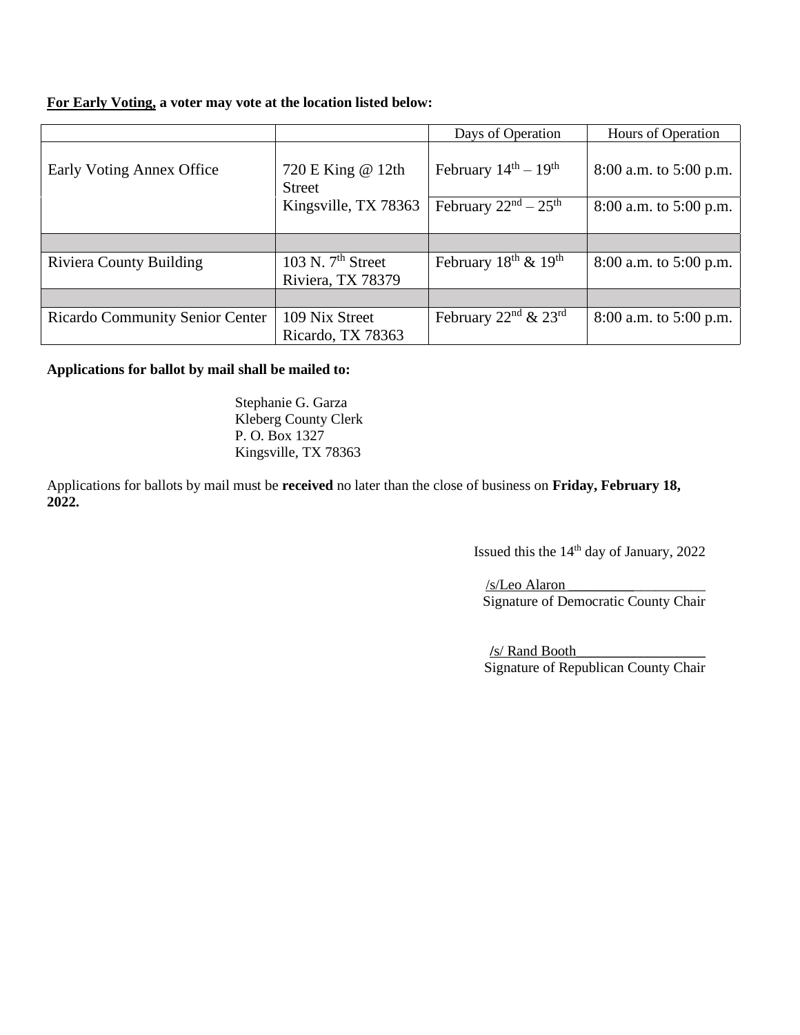**<u>For Early Voting,</u> a voter may vote at the location listed below:**

| | | Days of Operation | Hours of Operation |
|---|---|---|---|
| Early Voting Annex Office | 720 E King @ 12th Street Kingsville, TX 78363 | February 14th – 19th | 8:00 a.m. to 5:00 p.m. |
| | | February 22nd – 25th | 8:00 a.m. to 5:00 p.m. |
| | | | |
| Riviera County Building | 103 N. 7th Street Riviera, TX 78379 | February 18th & 19th | 8:00 a.m. to 5:00 p.m. |
| | | | |
| Ricardo Community Senior Center | 109 Nix Street Ricardo, TX 78363 | February 22nd & 23rd | 8:00 a.m. to 5:00 p.m. |

**Applications for ballot by mail shall be mailed to:**

Stephanie G. Garza
Kleberg County Clerk
P. O. Box 1327
Kingsville, TX 78363

Applications for ballots by mail must be **received** no later than the close of business on **Friday, February 18, 2022.**

Issued this the 14th day of January, 2022

/s/Leo Alaron
Signature of Democratic County Chair

/s/ Rand Booth
Signature of Republican County Chair